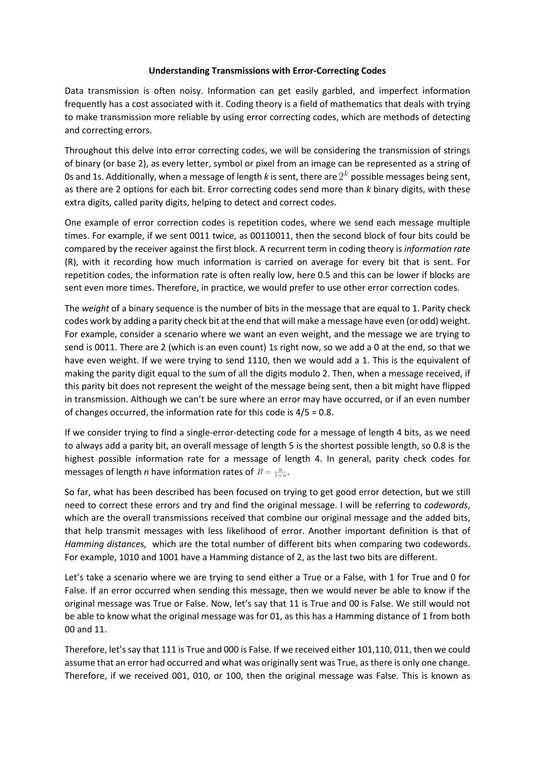**Understanding Transmissions with Error-Correcting Codes**

Data transmission is often noisy. Information can get easily garbled, and imperfect information frequently has a cost associated with it. Coding theory is a field of mathematics that deals with trying to make transmission more reliable by using error correcting codes, which are methods of detecting and correcting errors.

Throughout this delve into error correcting codes, we will be considering the transmission of strings of binary (or base 2), as every letter, symbol or pixel from an image can be represented as a string of 0s and 1s. Additionally, when a message of length *k* is sent, there are $2^k$ possible messages being sent, as there are 2 options for each bit. Error correcting codes send more than *k* binary digits, with these extra digits, called parity digits, helping to detect and correct codes.

One example of error correction codes is repetition codes, where we send each message multiple times. For example, if we sent 0011 twice, as 00110011, then the second block of four bits could be compared by the receiver against the first block. A recurrent term in coding theory is *information rate* (R), with it recording how much information is carried on average for every bit that is sent. For repetition codes, the information rate is often really low, here 0.5 and this can be lower if blocks are sent even more times. Therefore, in practice, we would prefer to use other error correction codes.

The *weight* of a binary sequence is the number of bits in the message that are equal to 1. Parity check codes work by adding a parity check bit at the end that will make a message have even (or odd) weight. For example, consider a scenario where we want an even weight, and the message we are trying to send is 0011. There are 2 (which is an even count) 1s right now, so we add a 0 at the end, so that we have even weight. If we were trying to send 1110, then we would add a 1. This is the equivalent of making the parity digit equal to the sum of all the digits modulo 2. Then, when a message received, if this parity bit does not represent the weight of the message being sent, then a bit might have flipped in transmission. Although we can't be sure where an error may have occurred, or if an even number of changes occurred, the information rate for this code is 4/5 = 0.8.

If we consider trying to find a single-error-detecting code for a message of length 4 bits, as we need to always add a parity bit, an overall message of length 5 is the shortest possible length, so 0.8 is the highest possible information rate for a message of length 4. In general, parity check codes for messages of length *n* have information rates of $R = \frac{n}{1+n}$.

So far, what has been described has been focused on trying to get good error detection, but we still need to correct these errors and try and find the original message. I will be referring to *codewords*, which are the overall transmissions received that combine our original message and the added bits, that help transmit messages with less likelihood of error. Another important definition is that of *Hamming distances,* which are the total number of different bits when comparing two codewords. For example, 1010 and 1001 have a Hamming distance of 2, as the last two bits are different.

Let's take a scenario where we are trying to send either a True or a False, with 1 for True and 0 for False. If an error occurred when sending this message, then we would never be able to know if the original message was True or False. Now, let's say that 11 is True and 00 is False. We still would not be able to know what the original message was for 01, as this has a Hamming distance of 1 from both 00 and 11.

Therefore, let's say that 111 is True and 000 is False. If we received either 101,110, 011, then we could assume that an error had occurred and what was originally sent was True, as there is only one change. Therefore, if we received 001, 010, or 100, then the original message was False. This is known as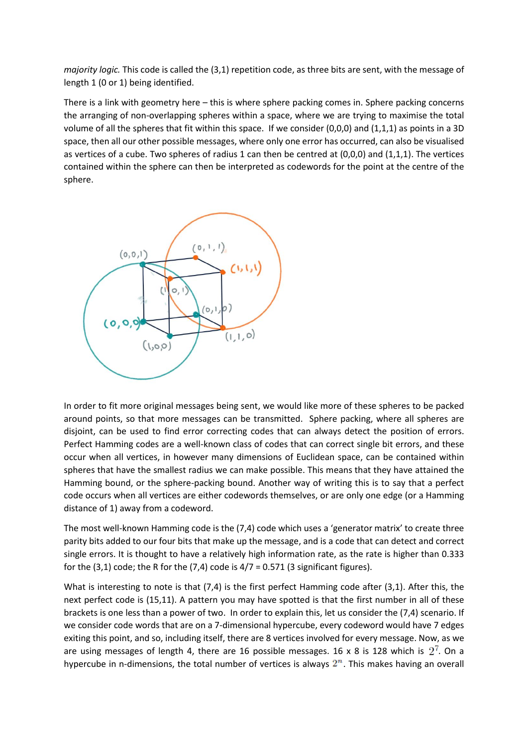*majority logic.* This code is called the (3,1) repetition code, as three bits are sent, with the message of length 1 (0 or 1) being identified.

There is a link with geometry here – this is where sphere packing comes in. Sphere packing concerns the arranging of non-overlapping spheres within a space, where we are trying to maximise the total volume of all the spheres that fit within this space. If we consider (0,0,0) and (1,1,1) as points in a 3D space, then all our other possible messages, where only one error has occurred, can also be visualised as vertices of a cube. Two spheres of radius 1 can then be centred at (0,0,0) and (1,1,1). The vertices contained within the sphere can then be interpreted as codewords for the point at the centre of the sphere.

In order to fit more original messages being sent, we would like more of these spheres to be packed around points, so that more messages can be transmitted. Sphere packing, where all spheres are disjoint, can be used to find error correcting codes that can always detect the position of errors. Perfect Hamming codes are a well-known class of codes that can correct single bit errors, and these occur when all vertices, in however many dimensions of Euclidean space, can be contained within spheres that have the smallest radius we can make possible. This means that they have attained the Hamming bound, or the sphere-packing bound. Another way of writing this is to say that a perfect code occurs when all vertices are either codewords themselves, or are only one edge (or a Hamming distance of 1) away from a codeword.

The most well-known Hamming code is the (7,4) code which uses a 'generator matrix' to create three parity bits added to our four bits that make up the message, and is a code that can detect and correct single errors. It is thought to have a relatively high information rate, as the rate is higher than 0.333 for the (3,1) code; the R for the (7,4) code is 4/7 = 0.571 (3 significant figures).

What is interesting to note is that (7,4) is the first perfect Hamming code after (3,1). After this, the next perfect code is (15,11). A pattern you may have spotted is that the first number in all of these brackets is one less than a power of two. In order to explain this, let us consider the (7,4) scenario. If we consider code words that are on a 7-dimensional hypercube, every codeword would have 7 edges exiting this point, and so, including itself, there are 8 vertices involved for every message. Now, as we are using messages of length 4, there are 16 possible messages. 16 x 8 is 128 which is $2^7$. On a hypercube in n-dimensions, the total number of vertices is always $2^n$. This makes having an overall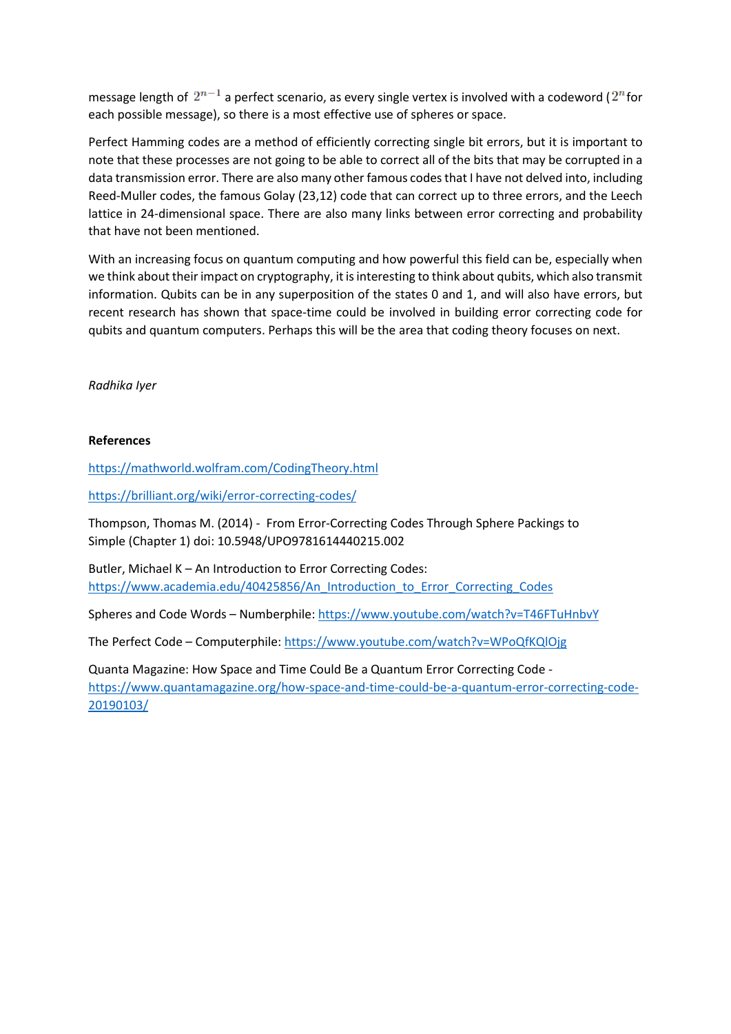message length of $2^{n-1}$ a perfect scenario, as every single vertex is involved with a codeword ($2^n$ for each possible message), so there is a most effective use of spheres or space.

Perfect Hamming codes are a method of efficiently correcting single bit errors, but it is important to note that these processes are not going to be able to correct all of the bits that may be corrupted in a data transmission error. There are also many other famous codes that I have not delved into, including Reed-Muller codes, the famous Golay (23,12) code that can correct up to three errors, and the Leech lattice in 24-dimensional space. There are also many links between error correcting and probability that have not been mentioned.

With an increasing focus on quantum computing and how powerful this field can be, especially when we think about their impact on cryptography, it is interesting to think about qubits, which also transmit information. Qubits can be in any superposition of the states 0 and 1, and will also have errors, but recent research has shown that space-time could be involved in building error correcting code for qubits and quantum computers. Perhaps this will be the area that coding theory focuses on next.

*Radhika Iyer*

**References**

https://mathworld.wolfram.com/CodingTheory.html

https://brilliant.org/wiki/error-correcting-codes/

Thompson, Thomas M. (2014) - From Error-Correcting Codes Through Sphere Packings to Simple (Chapter 1) doi: 10.5948/UPO9781614440215.002

Butler, Michael K – An Introduction to Error Correcting Codes: https://www.academia.edu/40425856/An_Introduction_to_Error_Correcting_Codes

Spheres and Code Words – Numberphile: https://www.youtube.com/watch?v=T46FTuHnbvY

The Perfect Code – Computerphile: https://www.youtube.com/watch?v=WPoQfKQlOjg

Quanta Magazine: How Space and Time Could Be a Quantum Error Correcting Code - https://www.quantamagazine.org/how-space-and-time-could-be-a-quantum-error-correcting-code-20190103/